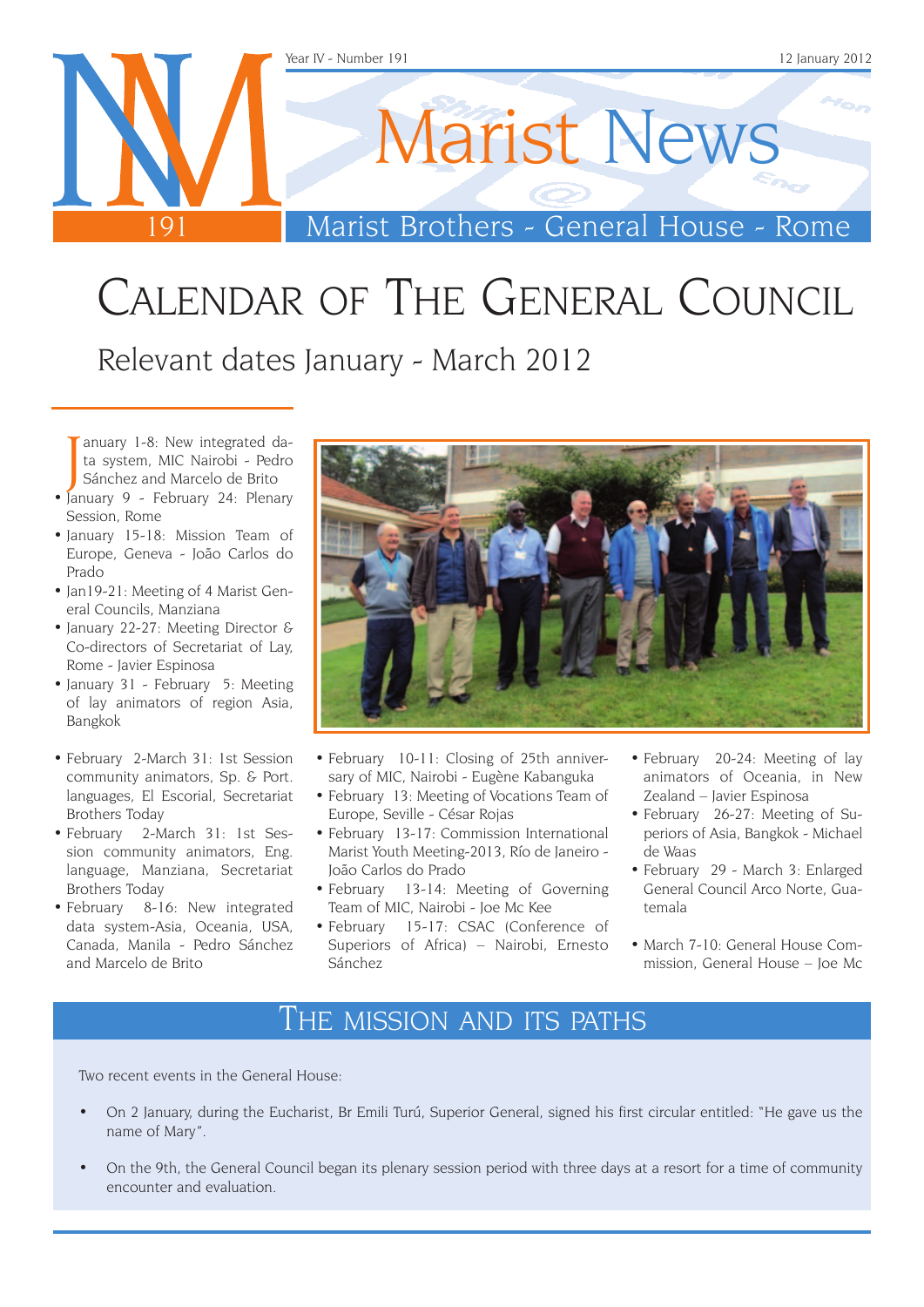# Marist News

Marist Brothers - General House - Rome

Year IV - Number 191 — 12 January 2012

# Calendar of the General Council

## Relevant dates January - March 2012

- January 1-8: New integrated data system, MIC Nairobi - Pedro Sánchez and Marcelo de Brito
- January 9 - February 24: Plenary Session, Rome
- January 15-18: Mission Team of Europe, Geneva - João Carlos do Prado
- Jan19-21: Meeting of 4 Marist General Councils, Manziana
- January 22-27: Meeting Director & Co-directors of Secretariat of Lay, Rome - Javier Espinosa
- January 31 - February 5: Meeting of lay animators of region Asia, Bangkok
- February 2-March 31: 1st Session community animators, Sp. & Port. languages, El Escorial, Secretariat Brothers Today
- February 2-March 31: 1st Session community animators, Eng. language, Manziana, Secretariat Brothers Today
- February 8-16: New integrated data system-Asia, Oceania, USA, Canada, Manila - Pedro Sánchez and Marcelo de Brito
- February 10-11: Closing of 25th anniversary of MIC, Nairobi - Eugène Kabanguka
- February 13: Meeting of Vocations Team of Europe, Seville - César Rojas
- February 13-17: Commission International Marist Youth Meeting-2013, Río de Janeiro - João Carlos do Prado
- February 13-14: Meeting of Governing Team of MIC, Nairobi - Joe Mc Kee
- February 15-17: CSAC (Conference of Superiors of Africa) – Nairobi, Ernesto Sánchez
- February 20-24: Meeting of lay animators of Oceania, in New Zealand – Javier Espinosa
- February 26-27: Meeting of Superiors of Asia, Bangkok - Michael de Waas
- February 29 - March 3: Enlarged General Council Arco Norte, Guatemala
- March 7-10: General House Commission, General House – Joe Mc

## The mission and its paths

Two recent events in the General House:

- On 2 January, during the Eucharist, Br Emili Turú, Superior General, signed his first circular entitled: "He gave us the name of Mary".
- On the 9th, the General Council began its plenary session period with three days at a resort for a time of community encounter and evaluation.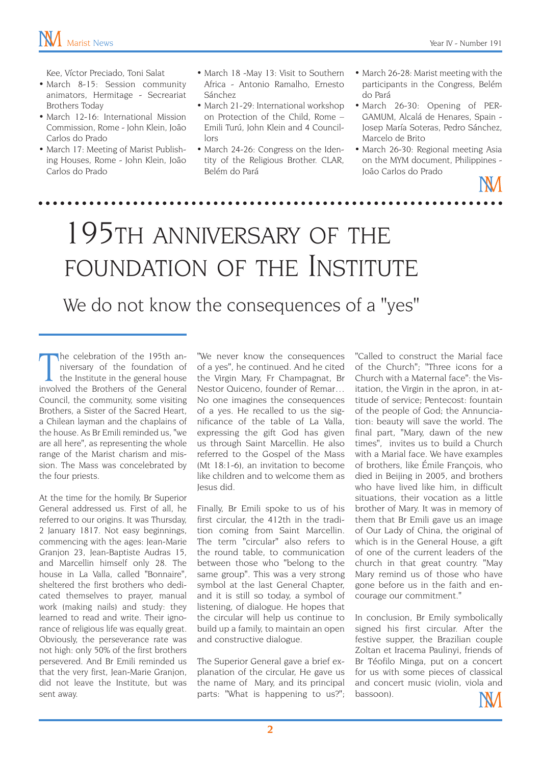Kee, Víctor Preciado, Toni Salat

- March 8-15: Session community animators, Hermitage - Secreariat Brothers Today
- March 12-16: International Mission Commission, Rome - John Klein, João Carlos do Prado
- March 17: Meeting of Marist Publishing Houses, Rome - John Klein, João Carlos do Prado
- March 18 -May 13: Visit to Southern Africa - Antonio Ramalho, Ernesto Sánchez
- March 21-29: International workshop on Protection of the Child, Rome – Emili Turú, John Klein and 4 Councillors
- March 24-26: Congress on the Identity of the Religious Brother. CLAR, Belém do Pará
- March 26-28: Marist meeting with the participants in the Congress, Belém do Pará
- March 26-30: Opening of PERGAMUM, Alcalá de Henares, Spain - Josep María Soteras, Pedro Sánchez, Marcelo de Brito
- March 26-30: Regional meeting Asia on the MYM document, Philippines - João Carlos do Prado

# 195th anniversary of the foundation of the Institute

## We do not know the consequences of a "yes"

The celebration of the 195th anniversary of the foundation of the Institute in the general house involved the Brothers of the General Council, the community, some visiting Brothers, a Sister of the Sacred Heart, a Chilean layman and the chaplains of the house. As Br Emili reminded us, "we are all here", as representing the whole range of the Marist charism and mission. The Mass was concelebrated by the four priests.

At the time for the homily, Br Superior General addressed us. First of all, he referred to our origins. It was Thursday, 2 January 1817. Not easy beginnings, commencing with the ages: Jean-Marie Granjon 23, Jean-Baptiste Audras 15, and Marcellin himself only 28. The house in La Valla, called "Bonnaire", sheltered the first brothers who dedicated themselves to prayer, manual work (making nails) and study: they learned to read and write. Their ignorance of religious life was equally great. Obviously, the perseverance rate was not high: only 50% of the first brothers persevered. And Br Emili reminded us that the very first, Jean-Marie Granjon, did not leave the Institute, but was sent away.

"We never know the consequences of a yes", he continued. And he cited the Virgin Mary, Fr Champagnat, Br Nestor Quiceno, founder of Remar… No one imagines the consequences of a yes. He recalled to us the significance of the table of La Valla, expressing the gift God has given us through Saint Marcellin. He also referred to the Gospel of the Mass (Mt 18:1-6), an invitation to become like children and to welcome them as Jesus did.

Finally, Br Emili spoke to us of his first circular, the 412th in the tradition coming from Saint Marcellin. The term "circular" also refers to the round table, to communication between those who "belong to the same group". This was a very strong symbol at the last General Chapter, and it is still so today, a symbol of listening, of dialogue. He hopes that the circular will help us continue to build up a family, to maintain an open and constructive dialogue.

The Superior General gave a brief explanation of the circular, He gave us the name of Mary, and its principal parts: "What is happening to us?"; "Called to construct the Marial face of the Church"; "Three icons for a Church with a Maternal face": the Visitation, the Virgin in the apron, in attitude of service; Pentecost: fountain of the people of God; the Annunciation: beauty will save the world. The final part, "Mary, dawn of the new times", invites us to build a Church with a Marial face. We have examples of brothers, like Émile François, who died in Beijing in 2005, and brothers who have lived like him, in difficult situations, their vocation as a little brother of Mary. It was in memory of them that Br Emili gave us an image of Our Lady of China, the original of which is in the General House, a gift of one of the current leaders of the church in that great country. "May Mary remind us of those who have gone before us in the faith and encourage our commitment."

In conclusion, Br Emily symbolically signed his first circular. After the festive supper, the Brazilian couple Zoltan et Iracema Paulinyi, friends of Br Téofilo Minga, put on a concert for us with some pieces of classical and concert music (violin, viola and bassoon).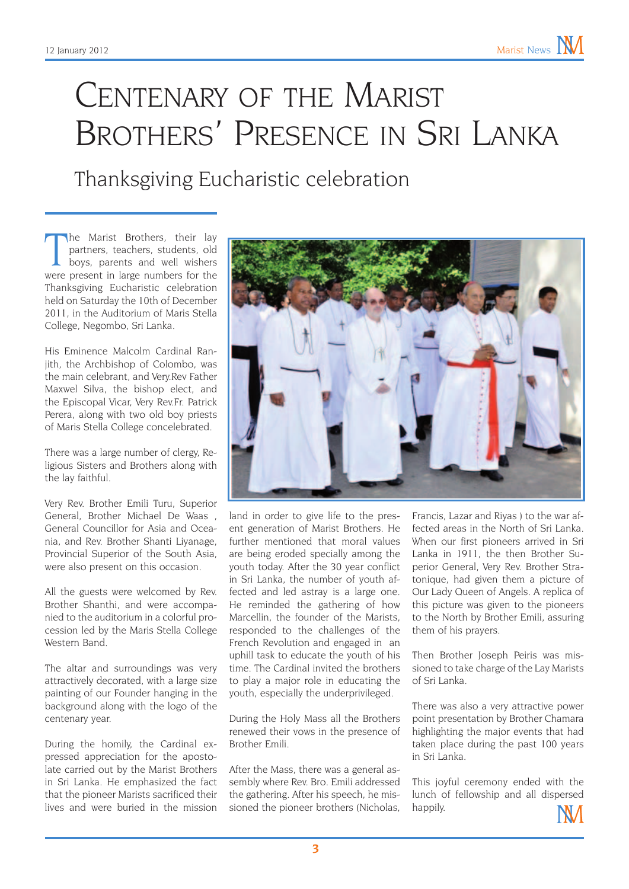# Centenary of the Marist Brothers' Presence in Sri Lanka

## Thanksgiving Eucharistic celebration

The Marist Brothers, their lay partners, teachers, students, old boys, parents and well wishers were present in large numbers for the Thanksgiving Eucharistic celebration held on Saturday the 10th of December 2011, in the Auditorium of Maris Stella College, Negombo, Sri Lanka.

His Eminence Malcolm Cardinal Ranjith, the Archbishop of Colombo, was the main celebrant, and Very.Rev Father Maxwel Silva, the bishop elect, and the Episcopal Vicar, Very Rev.Fr. Patrick Perera, along with two old boy priests of Maris Stella College concelebrated.

There was a large number of clergy, Religious Sisters and Brothers along with the lay faithful.

Very Rev. Brother Emili Turu, Superior General, Brother Michael De Waas , General Councillor for Asia and Oceania, and Rev. Brother Shanti Liyanage, Provincial Superior of the South Asia, were also present on this occasion.

All the guests were welcomed by Rev. Brother Shanthi, and were accompanied to the auditorium in a colorful procession led by the Maris Stella College Western Band.

The altar and surroundings was very attractively decorated, with a large size painting of our Founder hanging in the background along with the logo of the centenary year.

During the homily, the Cardinal expressed appreciation for the apostolate carried out by the Marist Brothers in Sri Lanka. He emphasized the fact that the pioneer Marists sacrificed their lives and were buried in the mission land in order to give life to the present generation of Marist Brothers. He further mentioned that moral values are being eroded specially among the youth today. After the 30 year conflict in Sri Lanka, the number of youth affected and led astray is a large one. He reminded the gathering of how Marcellin, the founder of the Marists, responded to the challenges of the French Revolution and engaged in an uphill task to educate the youth of his time. The Cardinal invited the brothers to play a major role in educating the youth, especially the underprivileged.

During the Holy Mass all the Brothers renewed their vows in the presence of Brother Emili.

After the Mass, there was a general assembly where Rev. Bro. Emili addressed the gathering. After his speech, he missioned the pioneer brothers (Nicholas, Francis, Lazar and Riyas ) to the war affected areas in the North of Sri Lanka. When our first pioneers arrived in Sri Lanka in 1911, the then Brother Superior General, Very Rev. Brother Stratonique, had given them a picture of Our Lady Queen of Angels. A replica of this picture was given to the pioneers to the North by Brother Emili, assuring them of his prayers.

Then Brother Joseph Peiris was missioned to take charge of the Lay Marists of Sri Lanka.

There was also a very attractive power point presentation by Brother Chamara highlighting the major events that had taken place during the past 100 years in Sri Lanka.

This joyful ceremony ended with the lunch of fellowship and all dispersed happily.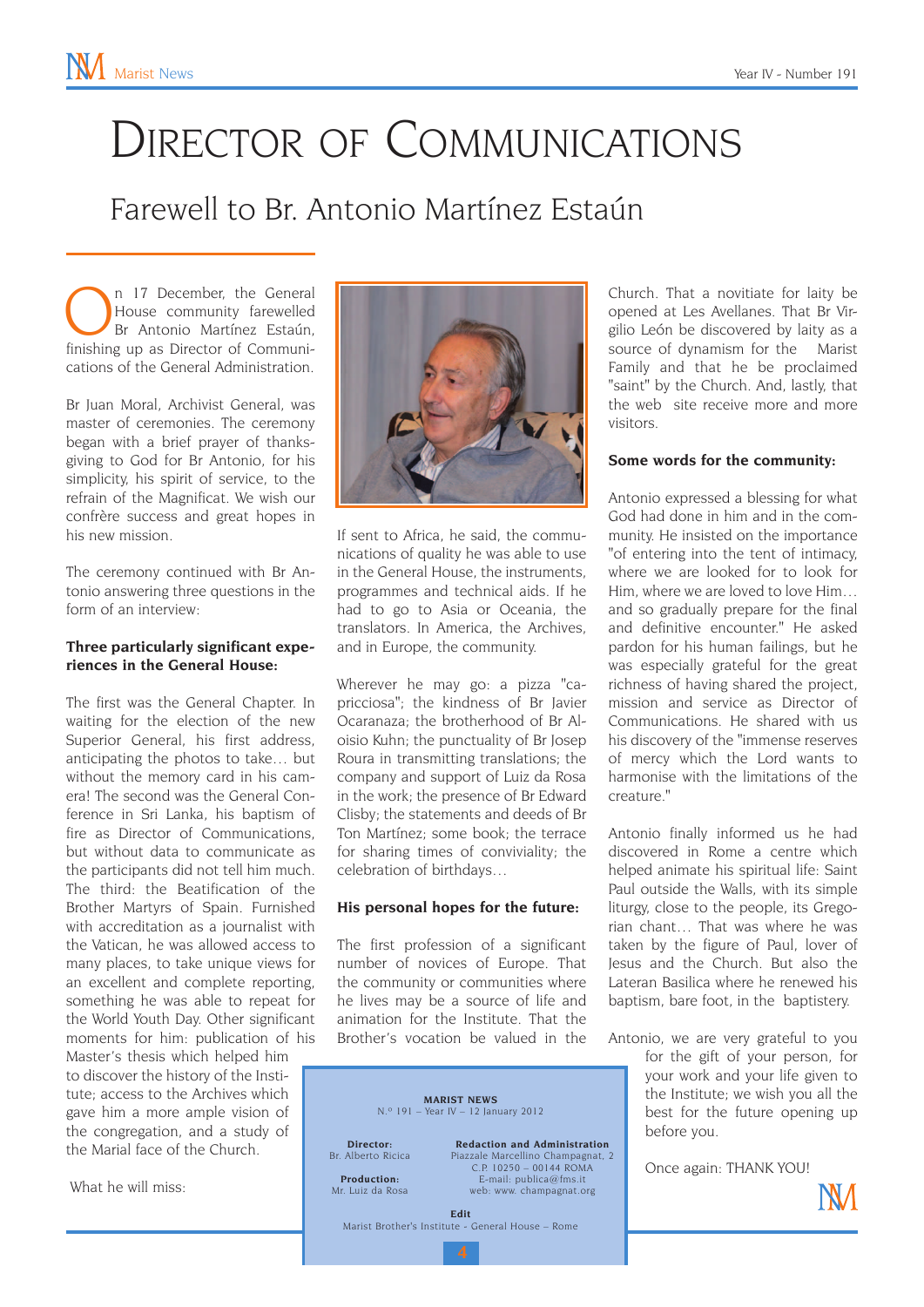# Director of Communications

## Farewell to Br. Antonio Martínez Estaún

On 17 December, the General House community farewelled Br Antonio Martínez Estaún, finishing up as Director of Communications of the General Administration.

Br Juan Moral, Archivist General, was master of ceremonies. The ceremony began with a brief prayer of thanksgiving to God for Br Antonio, for his simplicity, his spirit of service, to the refrain of the Magnificat. We wish our confrère success and great hopes in his new mission.

The ceremony continued with Br Antonio answering three questions in the form of an interview:

**Three particularly significant experiences in the General House:**

The first was the General Chapter. In waiting for the election of the new Superior General, his first address, anticipating the photos to take… but without the memory card in his camera! The second was the General Conference in Sri Lanka, his baptism of fire as Director of Communications, but without data to communicate as the participants did not tell him much. The third: the Beatification of the Brother Martyrs of Spain. Furnished with accreditation as a journalist with the Vatican, he was allowed access to many places, to take unique views for an excellent and complete reporting, something he was able to repeat for the World Youth Day. Other significant moments for him: publication of his Master's thesis which helped him to discover the history of the Institute; access to the Archives which gave him a more ample vision of the congregation, and a study of the Marial face of the Church.

What he will miss:

If sent to Africa, he said, the communications of quality he was able to use in the General House, the instruments, programmes and technical aids. If he had to go to Asia or Oceania, the translators. In America, the Archives, and in Europe, the community.

Wherever he may go: a pizza "capricciosa"; the kindness of Br Javier Ocaranaza; the brotherhood of Br Aloisio Kuhn; the punctuality of Br Josep Roura in transmitting translations; the company and support of Luiz da Rosa in the work; the presence of Br Edward Clisby; the statements and deeds of Br Ton Martínez; some book; the terrace for sharing times of conviviality; the celebration of birthdays…

**His personal hopes for the future:**

The first profession of a significant number of novices of Europe. That the community or communities where he lives may be a source of life and animation for the Institute. That the Brother's vocation be valued in the Church. That a novitiate for laity be opened at Les Avellanes. That Br Virgilio León be discovered by laity as a source of dynamism for the Marist Family and that he be proclaimed "saint" by the Church. And, lastly, that the web site receive more and more visitors.

**Some words for the community:**

Antonio expressed a blessing for what God had done in him and in the community. He insisted on the importance "of entering into the tent of intimacy, where we are looked for to look for Him, where we are loved to love Him… and so gradually prepare for the final and definitive encounter." He asked pardon for his human failings, but he was especially grateful for the great richness of having shared the project, mission and service as Director of Communications. He shared with us his discovery of the "immense reserves of mercy which the Lord wants to harmonise with the limitations of the creature."

Antonio finally informed us he had discovered in Rome a centre which helped animate his spiritual life: Saint Paul outside the Walls, with its simple liturgy, close to the people, its Gregorian chant… That was where he was taken by the figure of Paul, lover of Jesus and the Church. But also the Lateran Basilica where he renewed his baptism, bare foot, in the baptistery.

Antonio, we are very grateful to you for the gift of your person, for your work and your life given to the Institute; we wish you all the best for the future opening up before you.

Once again: THANK YOU!

---

**MARIST NEWS**
N.º 191 – Year IV – 12 January 2012

**Director:** Br. Alberto Ricica

**Production:** Mr. Luiz da Rosa

**Redaction and Administration**
Piazzale Marcellino Champagnat, 2
C.P. 10250 – 00144 ROMA
E-mail: publica@fms.it
web: www. champagnat.org

**Edit**
Marist Brother's Institute - General House – Rome